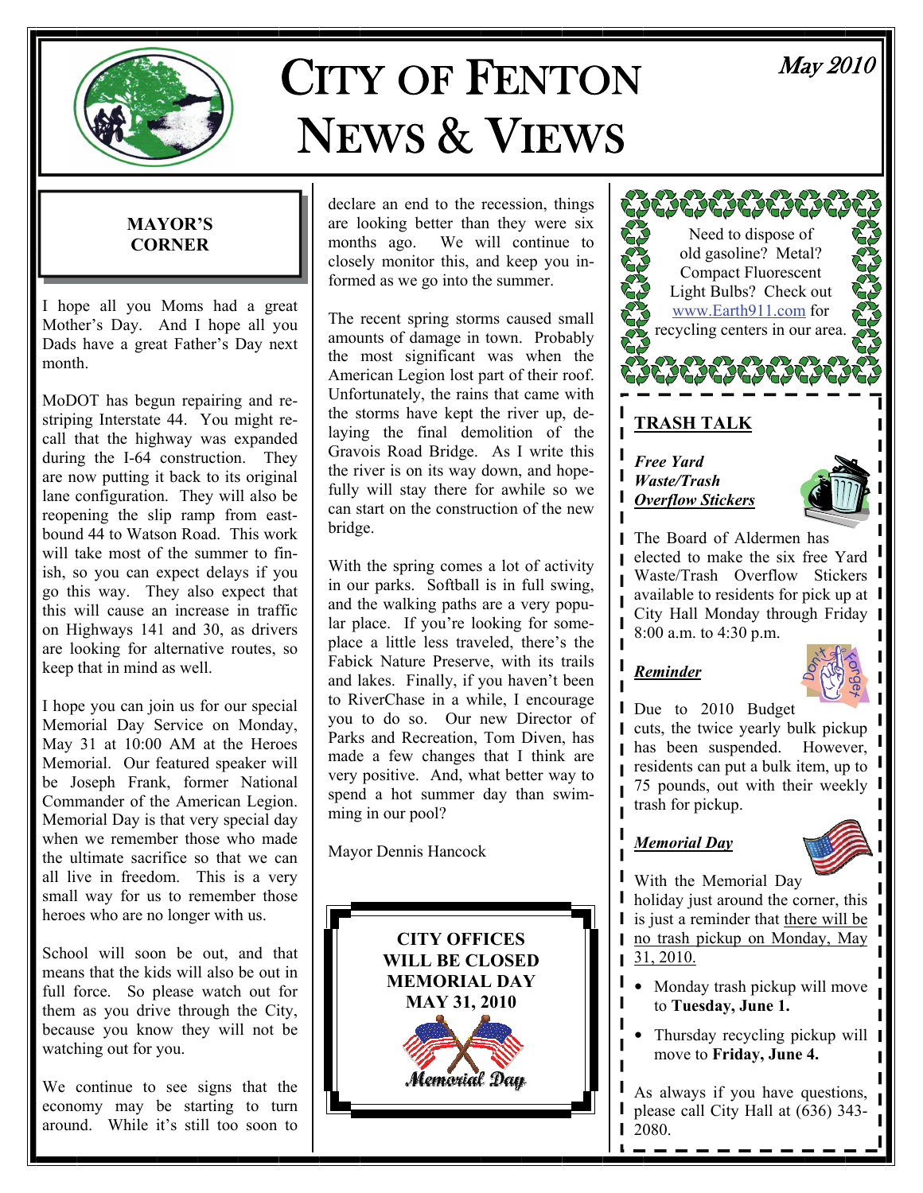# CITY OF FENTON NEWS & VIEWS

*May 2010*

## MAYOR'S CORNER

I hope all you Moms had a great Mother's Day. And I hope all you Dads have a great Father's Day next month.

MoDOT has begun repairing and re-striping Interstate 44. You might recall that the highway was expanded during the I-64 construction. They are now putting it back to its original lane configuration. They will also be reopening the slip ramp from eastbound 44 to Watson Road. This work will take most of the summer to finish, so you can expect delays if you go this way. They also expect that this will cause an increase in traffic on Highways 141 and 30, as drivers are looking for alternative routes, so keep that in mind as well.

I hope you can join us for our special Memorial Day Service on Monday, May 31 at 10:00 AM at the Heroes Memorial. Our featured speaker will be Joseph Frank, former National Commander of the American Legion. Memorial Day is that very special day when we remember those who made the ultimate sacrifice so that we can all live in freedom. This is a very small way for us to remember those heroes who are no longer with us.

School will soon be out, and that means that the kids will also be out in full force. So please watch out for them as you drive through the City, because you know they will not be watching out for you.

We continue to see signs that the economy may be starting to turn around. While it's still too soon to declare an end to the recession, things are looking better than they were six months ago. We will continue to closely monitor this, and keep you informed as we go into the summer.

The recent spring storms caused small amounts of damage in town. Probably the most significant was when the American Legion lost part of their roof. Unfortunately, the rains that came with the storms have kept the river up, delaying the final demolition of the Gravois Road Bridge. As I write this the river is on its way down, and hopefully will stay there for awhile so we can start on the construction of the new bridge.

With the spring comes a lot of activity in our parks. Softball is in full swing, and the walking paths are a very popular place. If you're looking for someplace a little less traveled, there's the Fabick Nature Preserve, with its trails and lakes. Finally, if you haven't been to RiverChase in a while, I encourage you to do so. Our new Director of Parks and Recreation, Tom Diven, has made a few changes that I think are very positive. And, what better way to spend a hot summer day than swimming in our pool?

Mayor Dennis Hancock

**CITY OFFICES WILL BE CLOSED MEMORIAL DAY MAY 31, 2010**

Memorial Day

---

Need to dispose of old gasoline? Metal? Compact Fluorescent Light Bulbs? Check out www.Earth911.com for recycling centers in our area.

## TRASH TALK

***Free Yard Waste/Trash Overflow Stickers***

The Board of Aldermen has elected to make the six free Yard Waste/Trash Overflow Stickers available to residents for pick up at City Hall Monday through Friday 8:00 a.m. to 4:30 p.m.

***Reminder***

Due to 2010 Budget cuts, the twice yearly bulk pickup has been suspended. However, residents can put a bulk item, up to 75 pounds, out with their weekly trash for pickup.

***Memorial Day***

With the Memorial Day holiday just around the corner, this is just a reminder that there will be no trash pickup on Monday, May 31, 2010.

- Monday trash pickup will move to **Tuesday, June 1.**
- Thursday recycling pickup will move to **Friday, June 4.**

As always if you have questions, please call City Hall at (636) 343-2080.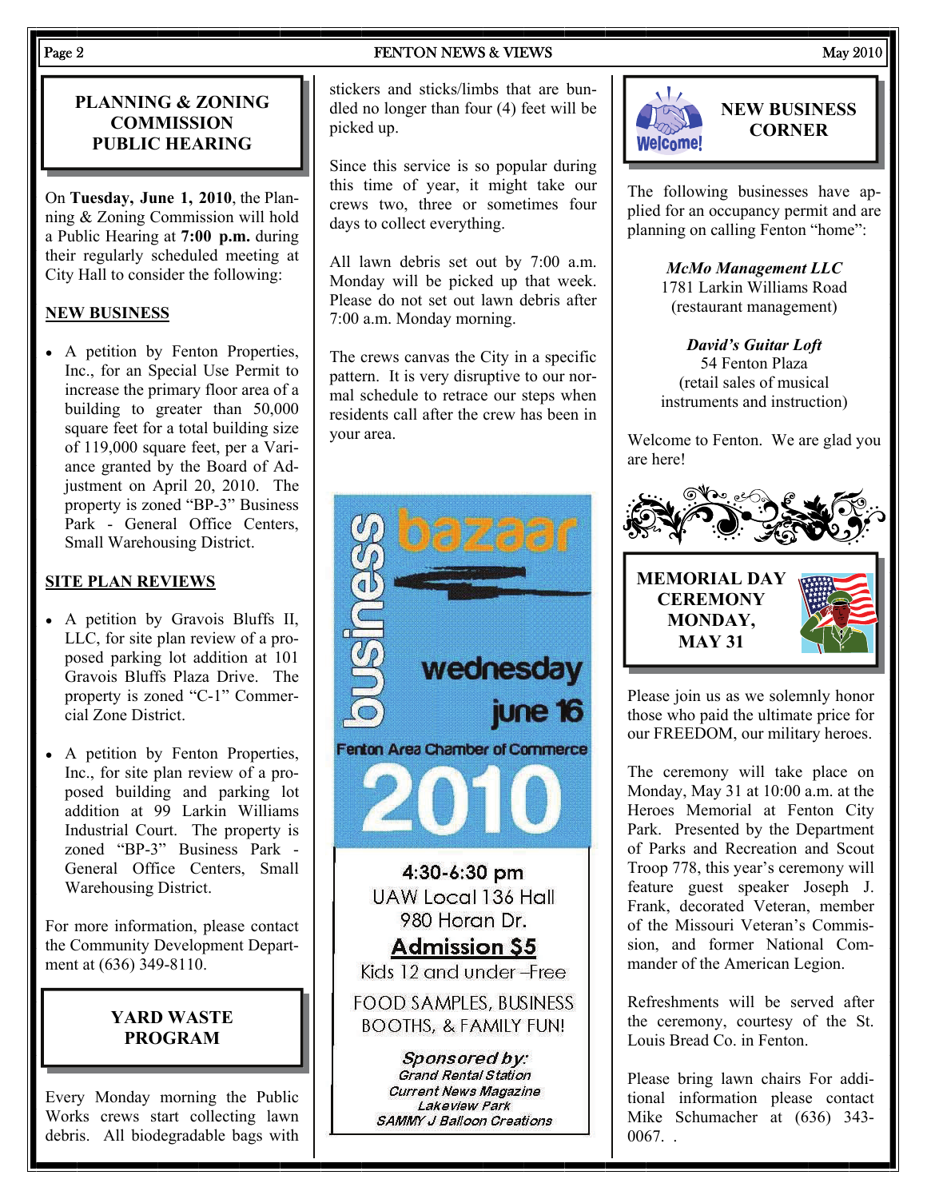## PLANNING & ZONING COMMISSION PUBLIC HEARING

On **Tuesday, June 1, 2010**, the Planning & Zoning Commission will hold a Public Hearing at **7:00 p.m.** during their regularly scheduled meeting at City Hall to consider the following:

### NEW BUSINESS

- A petition by Fenton Properties, Inc., for an Special Use Permit to increase the primary floor area of a building to greater than 50,000 square feet for a total building size of 119,000 square feet, per a Variance granted by the Board of Adjustment on April 20, 2010. The property is zoned "BP-3" Business Park - General Office Centers, Small Warehousing District.

### SITE PLAN REVIEWS

- A petition by Gravois Bluffs II, LLC, for site plan review of a proposed parking lot addition at 101 Gravois Bluffs Plaza Drive. The property is zoned "C-1" Commercial Zone District.
- A petition by Fenton Properties, Inc., for site plan review of a proposed building and parking lot addition at 99 Larkin Williams Industrial Court. The property is zoned "BP-3" Business Park - General Office Centers, Small Warehousing District.

For more information, please contact the Community Development Department at (636) 349-8110.

## YARD WASTE PROGRAM

Every Monday morning the Public Works crews start collecting lawn debris. All biodegradable bags with stickers and sticks/limbs that are bundled no longer than four (4) feet will be picked up.

Since this service is so popular during this time of year, it might take our crews two, three or sometimes four days to collect everything.

All lawn debris set out by 7:00 a.m. Monday will be picked up that week. Please do not set out lawn debris after 7:00 a.m. Monday morning.

The crews canvas the City in a specific pattern. It is very disruptive to our normal schedule to retrace our steps when residents call after the crew has been in your area.

**business bazaar**

**wednesday june 16**

Fenton Area Chamber of Commerce

**2010**

4:30-6:30 pm
UAW Local 136 Hall
980 Horan Dr.

**Admission $5**

Kids 12 and under –Free

FOOD SAMPLES, BUSINESS BOOTHS, & FAMILY FUN!

*Sponsored by:*
*Grand Rental Station*
*Current News Magazine*
*Lakeview Park*
*SAMMY J Balloon Creations*

## NEW BUSINESS CORNER

The following businesses have applied for an occupancy permit and are planning on calling Fenton "home":

***McMo Management LLC***
1781 Larkin Williams Road
(restaurant management)

***David's Guitar Loft***
54 Fenton Plaza
(retail sales of musical instruments and instruction)

Welcome to Fenton. We are glad you are here!

## MEMORIAL DAY CEREMONY MONDAY, MAY 31

Please join us as we solemnly honor those who paid the ultimate price for our FREEDOM, our military heroes.

The ceremony will take place on Monday, May 31 at 10:00 a.m. at the Heroes Memorial at Fenton City Park. Presented by the Department of Parks and Recreation and Scout Troop 778, this year's ceremony will feature guest speaker Joseph J. Frank, decorated Veteran, member of the Missouri Veteran's Commission, and former National Commander of the American Legion.

Refreshments will be served after the ceremony, courtesy of the St. Louis Bread Co. in Fenton.

Please bring lawn chairs For additional information please contact Mike Schumacher at (636) 343-0067. .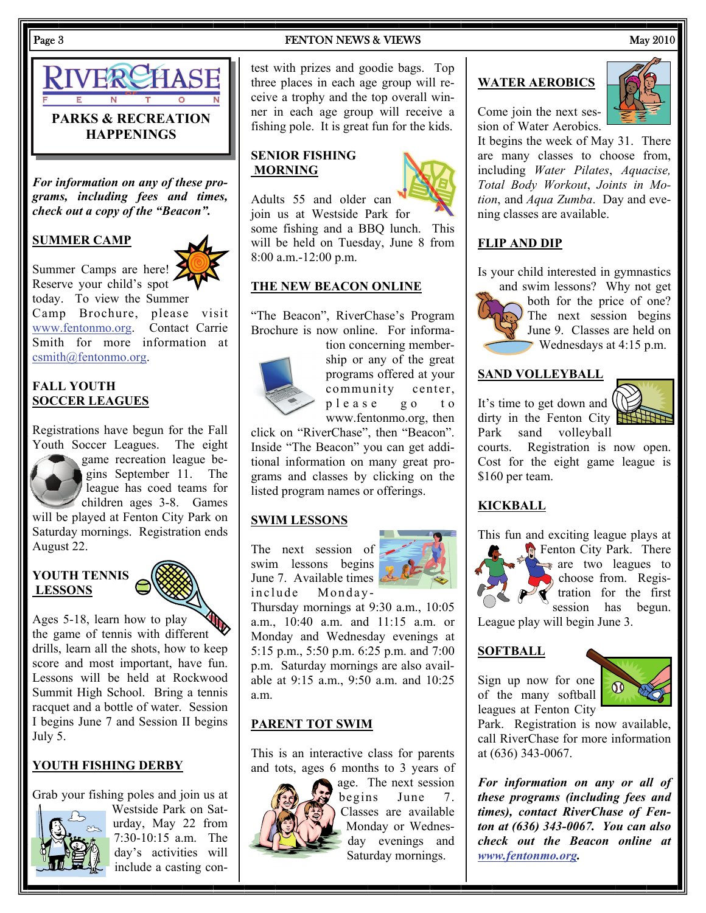# RIVERCHASE FENTON

## PARKS & RECREATION HAPPENINGS

***For information on any of these programs, including fees and times, check out a copy of the "Beacon".***

### SUMMER CAMP

Summer Camps are here! Reserve your child's spot today. To view the Summer Camp Brochure, please visit www.fentonmo.org. Contact Carrie Smith for more information at csmith@fentonmo.org.

### FALL YOUTH SOCCER LEAGUES

Registrations have begun for the Fall Youth Soccer Leagues. The eight game recreation league begins September 11. The league has coed teams for children ages 3-8. Games will be played at Fenton City Park on Saturday mornings. Registration ends August 22.

### YOUTH TENNIS LESSONS

Ages 5-18, learn how to play the game of tennis with different drills, learn all the shots, how to keep score and most important, have fun. Lessons will be held at Rockwood Summit High School. Bring a tennis racquet and a bottle of water. Session I begins June 7 and Session II begins July 5.

### YOUTH FISHING DERBY

Grab your fishing poles and join us at Westside Park on Saturday, May 22 from 7:30-10:15 a.m. The day's activities will include a casting contest with prizes and goodie bags. Top three places in each age group will receive a trophy and the top overall winner in each age group will receive a fishing pole. It is great fun for the kids.

### SENIOR FISHING MORNING

Adults 55 and older can join us at Westside Park for some fishing and a BBQ lunch. This will be held on Tuesday, June 8 from 8:00 a.m.-12:00 p.m.

### THE NEW BEACON ONLINE

"The Beacon", RiverChase's Program Brochure is now online. For information concerning membership or any of the great programs offered at your community center, please go to www.fentonmo.org, then click on "RiverChase", then "Beacon". Inside "The Beacon" you can get additional information on many great programs and classes by clicking on the listed program names or offerings.

### SWIM LESSONS

The next session of swim lessons begins June 7. Available times include Monday-Thursday mornings at 9:30 a.m., 10:05 a.m., 10:40 a.m. and 11:15 a.m. or Monday and Wednesday evenings at 5:15 p.m., 5:50 p.m. 6:25 p.m. and 7:00 p.m. Saturday mornings are also available at 9:15 a.m., 9:50 a.m. and 10:25 a.m.

### PARENT TOT SWIM

This is an interactive class for parents and tots, ages 6 months to 3 years of age. The next session begins June 7. Classes are available Monday or Wednesday evenings and Saturday mornings.

### WATER AEROBICS

Come join the next session of Water Aerobics. It begins the week of May 31. There are many classes to choose from, including *Water Pilates*, *Aquacise, Total Body Workout*, *Joints in Motion*, and *Aqua Zumba*. Day and evening classes are available.

### FLIP AND DIP

Is your child interested in gymnastics and swim lessons? Why not get both for the price of one? The next session begins June 9. Classes are held on Wednesdays at 4:15 p.m.

### SAND VOLLEYBALL

It's time to get down and dirty in the Fenton City Park sand volleyball courts. Registration is now open. Cost for the eight game league is $160 per team.

### KICKBALL

This fun and exciting league plays at Fenton City Park. There are two leagues to choose from. Registration for the first session has begun. League play will begin June 3.

### SOFTBALL

Sign up now for one of the many softball leagues at Fenton City Park. Registration is now available, call RiverChase for more information at (636) 343-0067.

***For information on any or all of these programs (including fees and times), contact RiverChase of Fenton at (636) 343-0067. You can also check out the Beacon online at www.fentonmo.org.***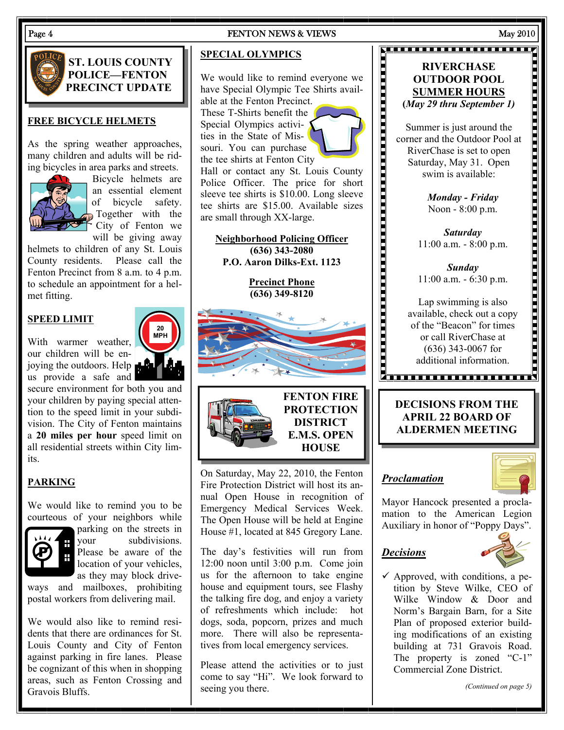## ST. LOUIS COUNTY POLICE—FENTON PRECINCT UPDATE

### FREE BICYCLE HELMETS

As the spring weather approaches, many children and adults will be riding bicycles in area parks and streets. Bicycle helmets are an essential element of bicycle safety. Together with the City of Fenton we will be giving away helmets to children of any St. Louis County residents. Please call the Fenton Precinct from 8 a.m. to 4 p.m. to schedule an appointment for a helmet fitting.

### SPEED LIMIT

With warmer weather, our children will be enjoying the outdoors. Help us provide a safe and secure environment for both you and your children by paying special attention to the speed limit in your subdivision. The City of Fenton maintains a **20 miles per hour** speed limit on all residential streets within City limits.

### PARKING

We would like to remind you to be courteous of your neighbors while parking on the streets in your subdivisions. Please be aware of the location of your vehicles, as they may block driveways and mailboxes, prohibiting postal workers from delivering mail.

We would also like to remind residents that there are ordinances for St. Louis County and City of Fenton against parking in fire lanes. Please be cognizant of this when in shopping areas, such as Fenton Crossing and Gravois Bluffs.

### SPECIAL OLYMPICS

We would like to remind everyone we have Special Olympic Tee Shirts available at the Fenton Precinct. These T-Shirts benefit the Special Olympics activities in the State of Missouri. You can purchase the tee shirts at Fenton City Hall or contact any St. Louis County Police Officer. The price for short sleeve tee shirts is $10.00. Long sleeve tee shirts are $15.00. Available sizes are small through XX-large.

**Neighborhood Policing Officer**
**(636) 343-2080**
**P.O. Aaron Dilks-Ext. 1123**

**Precinct Phone**
**(636) 349-8120**

## FENTON FIRE PROTECTION DISTRICT E.M.S. OPEN HOUSE

On Saturday, May 22, 2010, the Fenton Fire Protection District will host its annual Open House in recognition of Emergency Medical Services Week. The Open House will be held at Engine House #1, located at 845 Gregory Lane.

The day's festivities will run from 12:00 noon until 3:00 p.m. Come join us for the afternoon to take engine house and equipment tours, see Flashy the talking fire dog, and enjoy a variety of refreshments which include: hot dogs, soda, popcorn, prizes and much more. There will also be representatives from local emergency services.

Please attend the activities or to just come to say "Hi". We look forward to seeing you there.

## RIVERCHASE OUTDOOR POOL SUMMER HOURS

**(*May 29 thru September 1)***

Summer is just around the corner and the Outdoor Pool at RiverChase is set to open Saturday, May 31. Open swim is available:

***Monday - Friday***
Noon - 8:00 p.m.

***Saturday***
11:00 a.m. - 8:00 p.m.

***Sunday***
11:00 a.m. - 6:30 p.m.

Lap swimming is also available, check out a copy of the "Beacon" for times or call RiverChase at (636) 343-0067 for additional information.

## DECISIONS FROM THE APRIL 22 BOARD OF ALDERMEN MEETING

### *Proclamation*

Mayor Hancock presented a proclamation to the American Legion Auxiliary in honor of "Poppy Days".

### *Decisions*

- ✓ Approved, with conditions, a petition by Steve Wilke, CEO of Wilke Window & Door and Norm's Bargain Barn, for a Site Plan of proposed exterior building modifications of an existing building at 731 Gravois Road. The property is zoned "C-1" Commercial Zone District.

*(Continued on page 5)*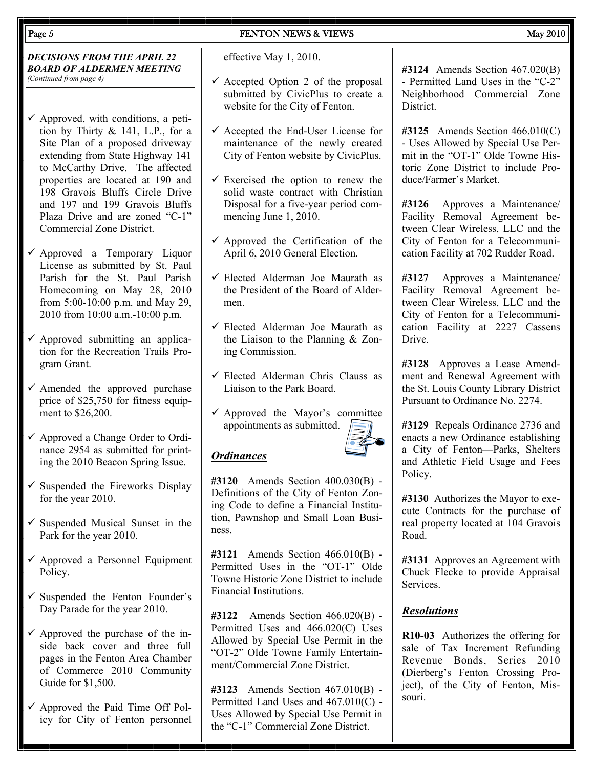***DECISIONS FROM THE APRIL 22 BOARD OF ALDERMEN MEETING***

*(Continued from page 4)*

- ✓ Approved, with conditions, a petition by Thirty & 141, L.P., for a Site Plan of a proposed driveway extending from State Highway 141 to McCarthy Drive. The affected properties are located at 190 and 198 Gravois Bluffs Circle Drive and 197 and 199 Gravois Bluffs Plaza Drive and are zoned "C-1" Commercial Zone District.
- ✓ Approved a Temporary Liquor License as submitted by St. Paul Parish for the St. Paul Parish Homecoming on May 28, 2010 from 5:00-10:00 p.m. and May 29, 2010 from 10:00 a.m.-10:00 p.m.
- ✓ Approved submitting an application for the Recreation Trails Program Grant.
- ✓ Amended the approved purchase price of $25,750 for fitness equipment to $26,200.
- ✓ Approved a Change Order to Ordinance 2954 as submitted for printing the 2010 Beacon Spring Issue.
- ✓ Suspended the Fireworks Display for the year 2010.
- ✓ Suspended Musical Sunset in the Park for the year 2010.
- ✓ Approved a Personnel Equipment Policy.
- ✓ Suspended the Fenton Founder's Day Parade for the year 2010.
- ✓ Approved the purchase of the inside back cover and three full pages in the Fenton Area Chamber of Commerce 2010 Community Guide for $1,500.
- ✓ Approved the Paid Time Off Policy for City of Fenton personnel effective May 1, 2010.
- ✓ Accepted Option 2 of the proposal submitted by CivicPlus to create a website for the City of Fenton.
- ✓ Accepted the End-User License for maintenance of the newly created City of Fenton website by CivicPlus.
- ✓ Exercised the option to renew the solid waste contract with Christian Disposal for a five-year period commencing June 1, 2010.
- ✓ Approved the Certification of the April 6, 2010 General Election.
- ✓ Elected Alderman Joe Maurath as the President of the Board of Aldermen.
- ✓ Elected Alderman Joe Maurath as the Liaison to the Planning & Zoning Commission.
- ✓ Elected Alderman Chris Clauss as Liaison to the Park Board.
- ✓ Approved the Mayor's committee appointments as submitted.

## ***Ordinances***

**#3120** Amends Section 400.030(B) - Definitions of the City of Fenton Zoning Code to define a Financial Institution, Pawnshop and Small Loan Business.

**#3121** Amends Section 466.010(B) - Permitted Uses in the "OT-1" Olde Towne Historic Zone District to include Financial Institutions.

**#3122** Amends Section 466.020(B) - Permitted Uses and 466.020(C) Uses Allowed by Special Use Permit in the "OT-2" Olde Towne Family Entertainment/Commercial Zone District.

**#3123** Amends Section 467.010(B) - Permitted Land Uses and 467.010(C) - Uses Allowed by Special Use Permit in the "C-1" Commercial Zone District.

**#3124** Amends Section 467.020(B) - Permitted Land Uses in the "C-2" Neighborhood Commercial Zone District.

**#3125** Amends Section 466.010(C) - Uses Allowed by Special Use Permit in the "OT-1" Olde Towne Historic Zone District to include Produce/Farmer's Market.

**#3126** Approves a Maintenance/ Facility Removal Agreement between Clear Wireless, LLC and the City of Fenton for a Telecommunication Facility at 702 Rudder Road.

**#3127** Approves a Maintenance/ Facility Removal Agreement between Clear Wireless, LLC and the City of Fenton for a Telecommunication Facility at 2227 Cassens Drive.

**#3128** Approves a Lease Amendment and Renewal Agreement with the St. Louis County Library District Pursuant to Ordinance No. 2274.

**#3129** Repeals Ordinance 2736 and enacts a new Ordinance establishing a City of Fenton—Parks, Shelters and Athletic Field Usage and Fees Policy.

**#3130** Authorizes the Mayor to execute Contracts for the purchase of real property located at 104 Gravois Road.

**#3131** Approves an Agreement with Chuck Flecke to provide Appraisal Services.

## ***Resolutions***

**R10-03** Authorizes the offering for sale of Tax Increment Refunding Revenue Bonds, Series 2010 (Dierberg's Fenton Crossing Project), of the City of Fenton, Missouri.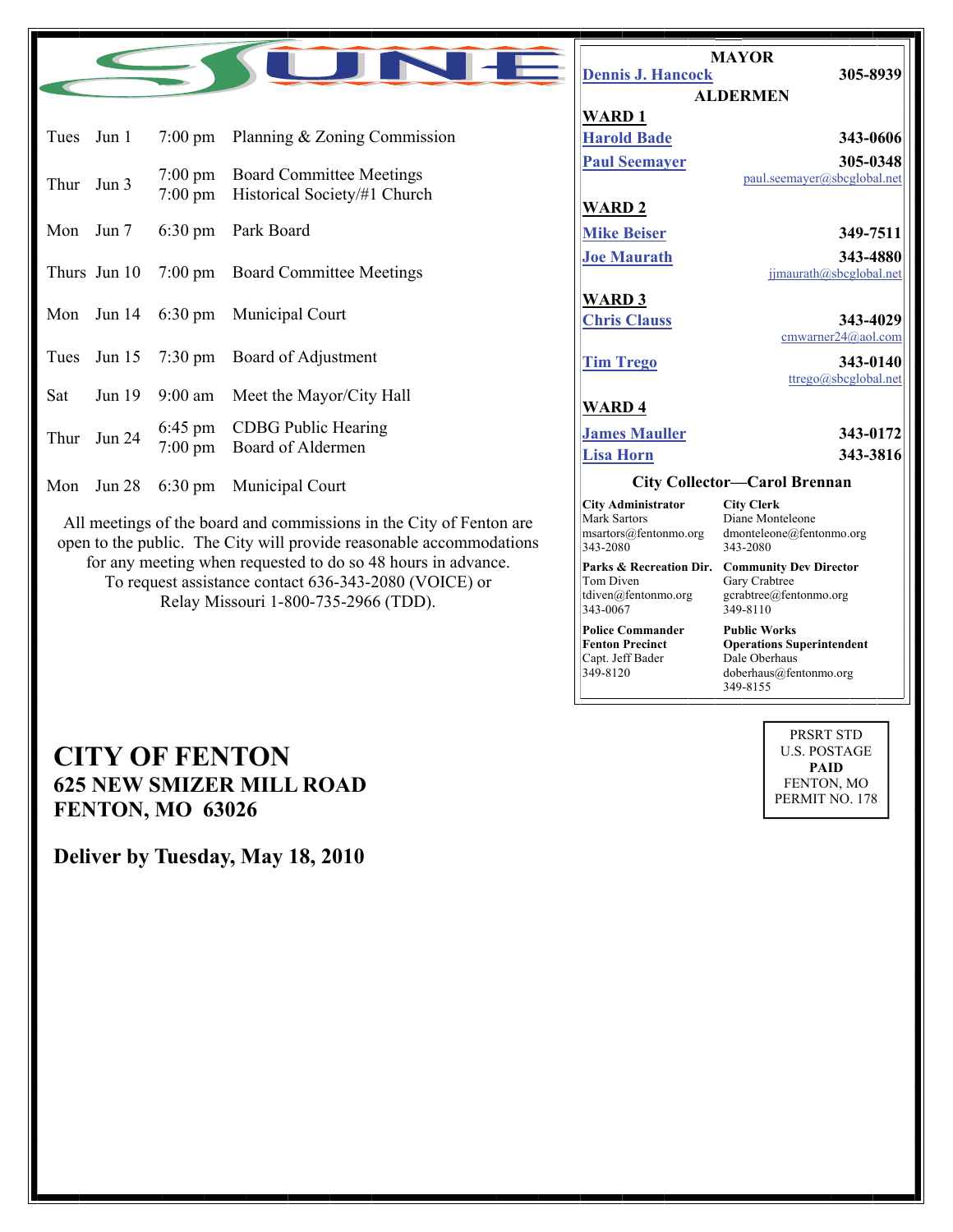# JUNE

| | | | |
|---|---|---|---|
| Tues | Jun 1 | 7:00 pm | Planning & Zoning Commission |
| Thur | Jun 3 | 7:00 pm<br>7:00 pm | Board Committee Meetings<br>Historical Society/#1 Church |
| Mon | Jun 7 | 6:30 pm | Park Board |
| Thurs | Jun 10 | 7:00 pm | Board Committee Meetings |
| Mon | Jun 14 | 6:30 pm | Municipal Court |
| Tues | Jun 15 | 7:30 pm | Board of Adjustment |
| Sat | Jun 19 | 9:00 am | Meet the Mayor/City Hall |
| Thur | Jun 24 | 6:45 pm<br>7:00 pm | CDBG Public Hearing<br>Board of Aldermen |
| Mon | Jun 28 | 6:30 pm | Municipal Court |

All meetings of the board and commissions in the City of Fenton are open to the public. The City will provide reasonable accommodations for any meeting when requested to do so 48 hours in advance. To request assistance contact 636-343-2080 (VOICE) or Relay Missouri 1-800-735-2966 (TDD).

**MAYOR**

**Dennis J. Hancock** 305-8939

**ALDERMEN**

**WARD 1**

**Harold Bade** 343-0606

**Paul Seemayer** 305-0348
paul.seemayer@sbcglobal.net

**WARD 2**

**Mike Beiser** 349-7511

**Joe Maurath** 343-4880
jjmaurath@sbcglobal.net

**WARD 3**

**Chris Clauss** 343-4029
cmwarner24@aol.com

**Tim Trego** 343-0140
ttrego@sbcglobal.net

**WARD 4**

**James Mauller** 343-0172

**Lisa Horn** 343-3816

**City Collector—Carol Brennan**

**City Administrator**
Mark Sartors
msartors@fentonmo.org
343-2080

**City Clerk**
Diane Monteleone
dmonteleone@fentonmo.org
343-2080

**Parks & Recreation Dir.**
Tom Diven
tdiven@fentonmo.org
343-0067

**Community Dev Director**
Gary Crabtree
gcrabtree@fentonmo.org
349-8110

**Police Commander Fenton Precinct**
Capt. Jeff Bader
349-8120

**Public Works Operations Superintendent**
Dale Oberhaus
doberhaus@fentonmo.org
349-8155

## CITY OF FENTON
**625 NEW SMIZER MILL ROAD**
**FENTON, MO 63026**

**Deliver by Tuesday, May 18, 2010**

PRSRT STD
U.S. POSTAGE
**PAID**
FENTON, MO
PERMIT NO. 178